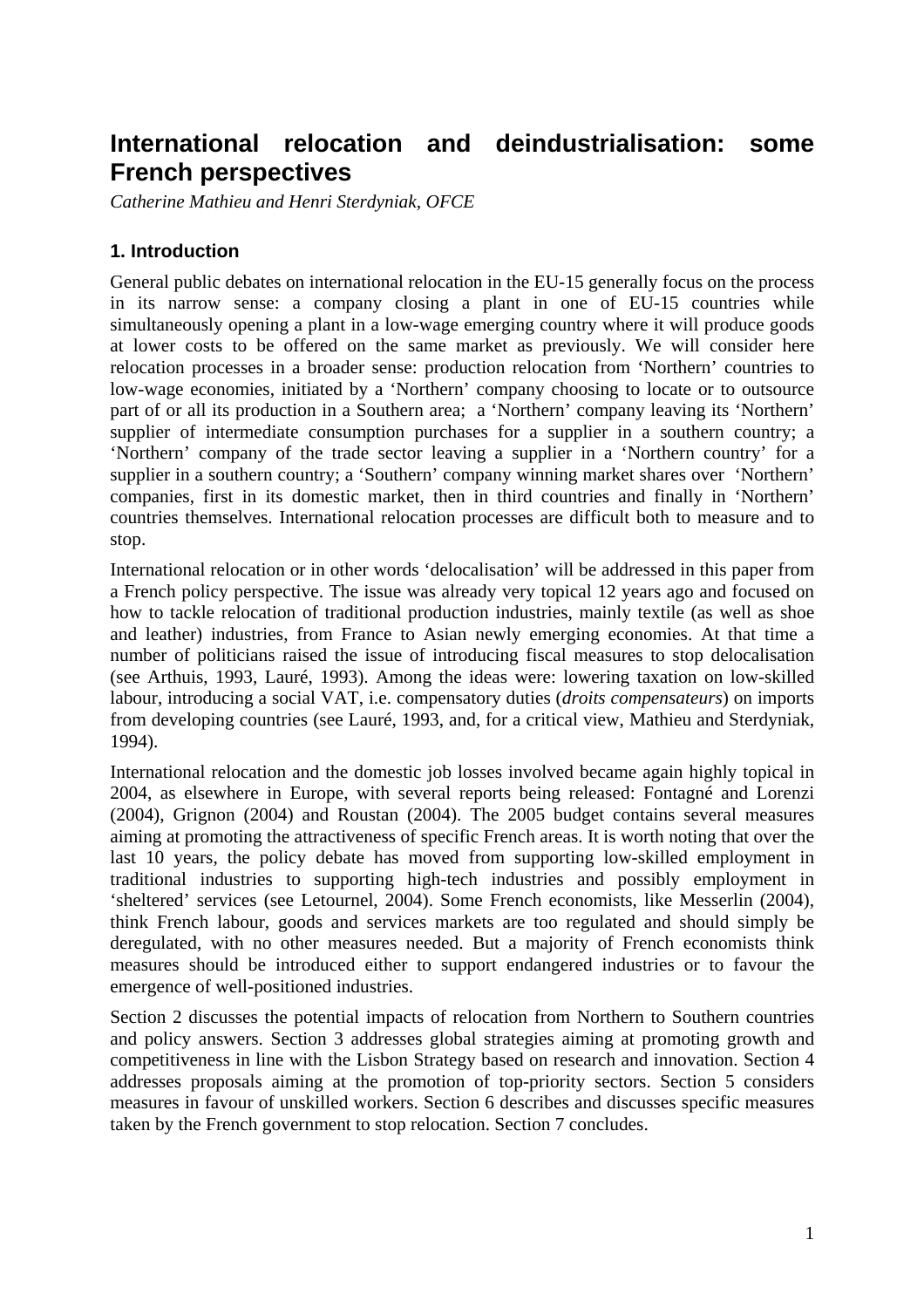# International relocation and deindustrialisation: some French perspectives

*Catherine Mathieu and Henri Sterdyniak, OFCE*

## 1. Introduction

General public debates on international relocation in the EU-15 generally focus on the process in its narrow sense: a company closing a plant in one of EU-15 countries while simultaneously opening a plant in a low-wage emerging country where it will produce goods at lower costs to be offered on the same market as previously. We will consider here relocation processes in a broader sense: production relocation from 'Northern' countries to low-wage economies, initiated by a 'Northern' company choosing to locate or to outsource part of or all its production in a Southern area; a 'Northern' company leaving its 'Northern' supplier of intermediate consumption purchases for a supplier in a southern country; a 'Northern' company of the trade sector leaving a supplier in a 'Northern country' for a supplier in a southern country; a 'Southern' company winning market shares over 'Northern' companies, first in its domestic market, then in third countries and finally in 'Northern' countries themselves. International relocation processes are difficult both to measure and to stop.

International relocation or in other words 'delocalisation' will be addressed in this paper from a French policy perspective. The issue was already very topical 12 years ago and focused on how to tackle relocation of traditional production industries, mainly textile (as well as shoe and leather) industries, from France to Asian newly emerging economies. At that time a number of politicians raised the issue of introducing fiscal measures to stop delocalisation (see Arthuis, 1993, Lauré, 1993). Among the ideas were: lowering taxation on low-skilled labour, introducing a social VAT, i.e. compensatory duties (*droits compensateurs*) on imports from developing countries (see Lauré, 1993, and, for a critical view, Mathieu and Sterdyniak, 1994).

International relocation and the domestic job losses involved became again highly topical in 2004, as elsewhere in Europe, with several reports being released: Fontagné and Lorenzi (2004), Grignon (2004) and Roustan (2004). The 2005 budget contains several measures aiming at promoting the attractiveness of specific French areas. It is worth noting that over the last 10 years, the policy debate has moved from supporting low-skilled employment in traditional industries to supporting high-tech industries and possibly employment in 'sheltered' services (see Letournel, 2004). Some French economists, like Messerlin (2004), think French labour, goods and services markets are too regulated and should simply be deregulated, with no other measures needed. But a majority of French economists think measures should be introduced either to support endangered industries or to favour the emergence of well-positioned industries.

Section 2 discusses the potential impacts of relocation from Northern to Southern countries and policy answers. Section 3 addresses global strategies aiming at promoting growth and competitiveness in line with the Lisbon Strategy based on research and innovation. Section 4 addresses proposals aiming at the promotion of top-priority sectors. Section 5 considers measures in favour of unskilled workers. Section 6 describes and discusses specific measures taken by the French government to stop relocation. Section 7 concludes.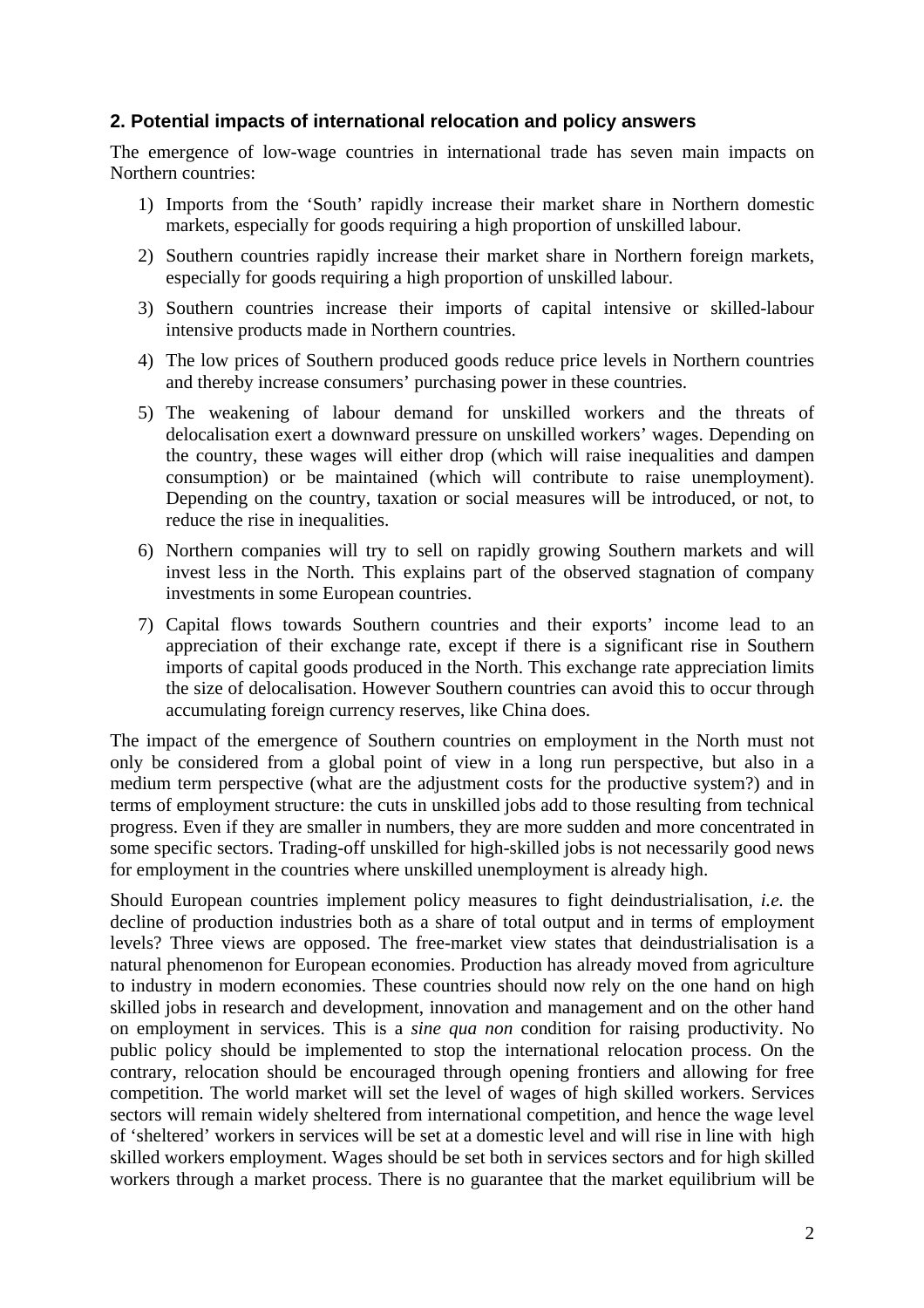## 2. Potential impacts of international relocation and policy answers

The emergence of low-wage countries in international trade has seven main impacts on Northern countries:

1) Imports from the 'South' rapidly increase their market share in Northern domestic markets, especially for goods requiring a high proportion of unskilled labour.
2) Southern countries rapidly increase their market share in Northern foreign markets, especially for goods requiring a high proportion of unskilled labour.
3) Southern countries increase their imports of capital intensive or skilled-labour intensive products made in Northern countries.
4) The low prices of Southern produced goods reduce price levels in Northern countries and thereby increase consumers' purchasing power in these countries.
5) The weakening of labour demand for unskilled workers and the threats of delocalisation exert a downward pressure on unskilled workers' wages. Depending on the country, these wages will either drop (which will raise inequalities and dampen consumption) or be maintained (which will contribute to raise unemployment). Depending on the country, taxation or social measures will be introduced, or not, to reduce the rise in inequalities.
6) Northern companies will try to sell on rapidly growing Southern markets and will invest less in the North. This explains part of the observed stagnation of company investments in some European countries.
7) Capital flows towards Southern countries and their exports' income lead to an appreciation of their exchange rate, except if there is a significant rise in Southern imports of capital goods produced in the North. This exchange rate appreciation limits the size of delocalisation. However Southern countries can avoid this to occur through accumulating foreign currency reserves, like China does.

The impact of the emergence of Southern countries on employment in the North must not only be considered from a global point of view in a long run perspective, but also in a medium term perspective (what are the adjustment costs for the productive system?) and in terms of employment structure: the cuts in unskilled jobs add to those resulting from technical progress. Even if they are smaller in numbers, they are more sudden and more concentrated in some specific sectors. Trading-off unskilled for high-skilled jobs is not necessarily good news for employment in the countries where unskilled unemployment is already high.

Should European countries implement policy measures to fight deindustrialisation, *i.e.* the decline of production industries both as a share of total output and in terms of employment levels? Three views are opposed. The free-market view states that deindustrialisation is a natural phenomenon for European economies. Production has already moved from agriculture to industry in modern economies. These countries should now rely on the one hand on high skilled jobs in research and development, innovation and management and on the other hand on employment in services. This is a *sine qua non* condition for raising productivity. No public policy should be implemented to stop the international relocation process. On the contrary, relocation should be encouraged through opening frontiers and allowing for free competition. The world market will set the level of wages of high skilled workers. Services sectors will remain widely sheltered from international competition, and hence the wage level of 'sheltered' workers in services will be set at a domestic level and will rise in line with high skilled workers employment. Wages should be set both in services sectors and for high skilled workers through a market process. There is no guarantee that the market equilibrium will be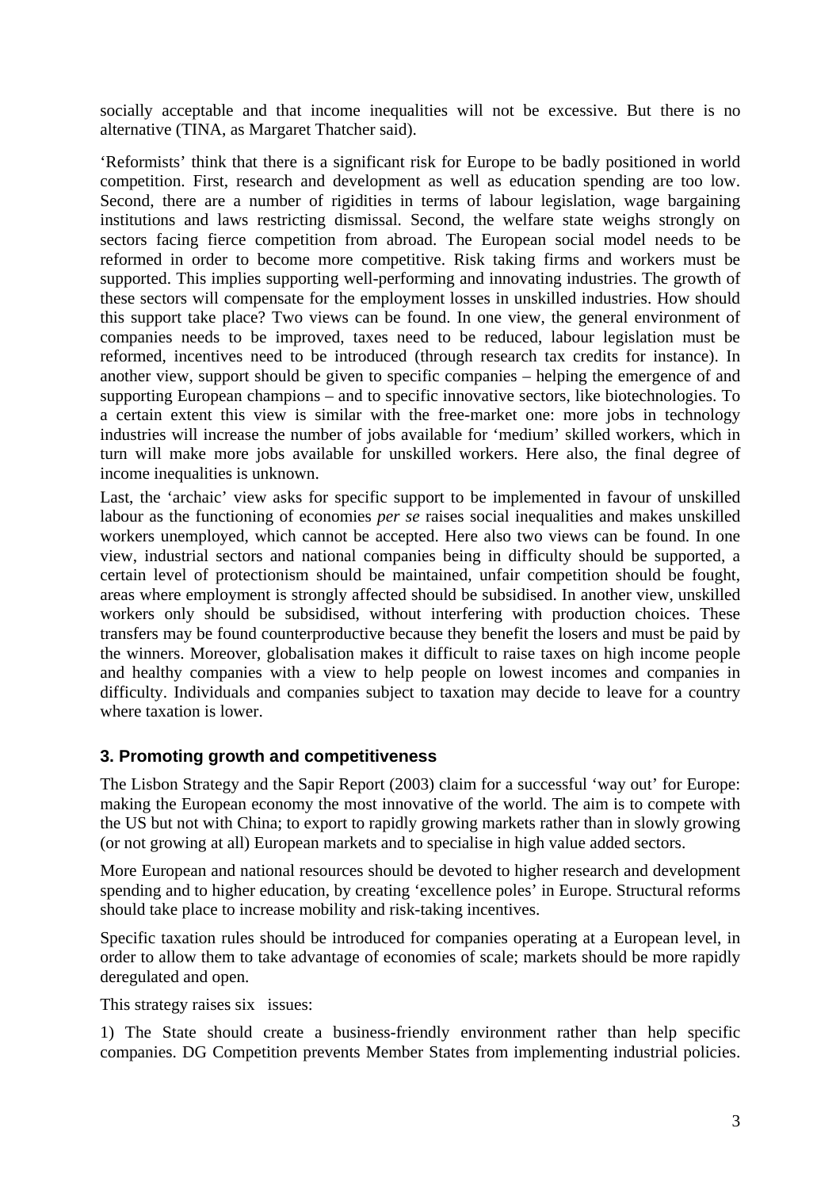socially acceptable and that income inequalities will not be excessive. But there is no alternative (TINA, as Margaret Thatcher said).

'Reformists' think that there is a significant risk for Europe to be badly positioned in world competition. First, research and development as well as education spending are too low. Second, there are a number of rigidities in terms of labour legislation, wage bargaining institutions and laws restricting dismissal. Second, the welfare state weighs strongly on sectors facing fierce competition from abroad. The European social model needs to be reformed in order to become more competitive. Risk taking firms and workers must be supported. This implies supporting well-performing and innovating industries. The growth of these sectors will compensate for the employment losses in unskilled industries. How should this support take place? Two views can be found. In one view, the general environment of companies needs to be improved, taxes need to be reduced, labour legislation must be reformed, incentives need to be introduced (through research tax credits for instance). In another view, support should be given to specific companies – helping the emergence of and supporting European champions – and to specific innovative sectors, like biotechnologies. To a certain extent this view is similar with the free-market one: more jobs in technology industries will increase the number of jobs available for 'medium' skilled workers, which in turn will make more jobs available for unskilled workers. Here also, the final degree of income inequalities is unknown.

Last, the 'archaic' view asks for specific support to be implemented in favour of unskilled labour as the functioning of economies *per se* raises social inequalities and makes unskilled workers unemployed, which cannot be accepted. Here also two views can be found. In one view, industrial sectors and national companies being in difficulty should be supported, a certain level of protectionism should be maintained, unfair competition should be fought, areas where employment is strongly affected should be subsidised. In another view, unskilled workers only should be subsidised, without interfering with production choices. These transfers may be found counterproductive because they benefit the losers and must be paid by the winners. Moreover, globalisation makes it difficult to raise taxes on high income people and healthy companies with a view to help people on lowest incomes and companies in difficulty. Individuals and companies subject to taxation may decide to leave for a country where taxation is lower.

## 3. Promoting growth and competitiveness

The Lisbon Strategy and the Sapir Report (2003) claim for a successful 'way out' for Europe: making the European economy the most innovative of the world. The aim is to compete with the US but not with China; to export to rapidly growing markets rather than in slowly growing (or not growing at all) European markets and to specialise in high value added sectors.

More European and national resources should be devoted to higher research and development spending and to higher education, by creating 'excellence poles' in Europe. Structural reforms should take place to increase mobility and risk-taking incentives.

Specific taxation rules should be introduced for companies operating at a European level, in order to allow them to take advantage of economies of scale; markets should be more rapidly deregulated and open.

This strategy raises six issues:

1) The State should create a business-friendly environment rather than help specific companies. DG Competition prevents Member States from implementing industrial policies.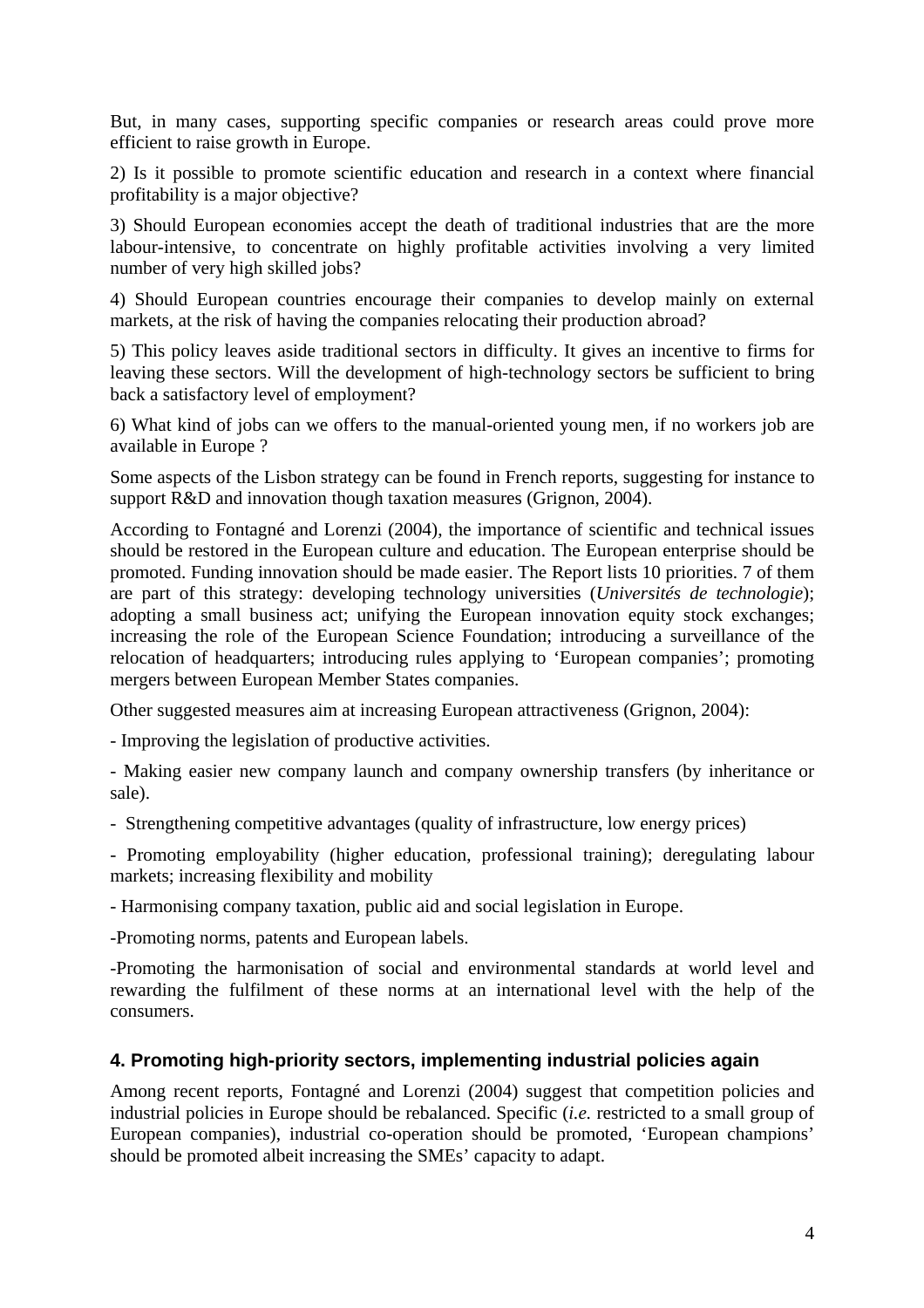But, in many cases, supporting specific companies or research areas could prove more efficient to raise growth in Europe.

2) Is it possible to promote scientific education and research in a context where financial profitability is a major objective?

3) Should European economies accept the death of traditional industries that are the more labour-intensive, to concentrate on highly profitable activities involving a very limited number of very high skilled jobs?

4) Should European countries encourage their companies to develop mainly on external markets, at the risk of having the companies relocating their production abroad?

5) This policy leaves aside traditional sectors in difficulty. It gives an incentive to firms for leaving these sectors. Will the development of high-technology sectors be sufficient to bring back a satisfactory level of employment?

6) What kind of jobs can we offers to the manual-oriented young men, if no workers job are available in Europe ?

Some aspects of the Lisbon strategy can be found in French reports, suggesting for instance to support R&D and innovation though taxation measures (Grignon, 2004).

According to Fontagné and Lorenzi (2004), the importance of scientific and technical issues should be restored in the European culture and education. The European enterprise should be promoted. Funding innovation should be made easier. The Report lists 10 priorities. 7 of them are part of this strategy: developing technology universities (*Universités de technologie*); adopting a small business act; unifying the European innovation equity stock exchanges; increasing the role of the European Science Foundation; introducing a surveillance of the relocation of headquarters; introducing rules applying to 'European companies'; promoting mergers between European Member States companies.

Other suggested measures aim at increasing European attractiveness (Grignon, 2004):

- Improving the legislation of productive activities.

- Making easier new company launch and company ownership transfers (by inheritance or sale).

- Strengthening competitive advantages (quality of infrastructure, low energy prices)

- Promoting employability (higher education, professional training); deregulating labour markets; increasing flexibility and mobility

- Harmonising company taxation, public aid and social legislation in Europe.

- Promoting norms, patents and European labels.

- Promoting the harmonisation of social and environmental standards at world level and rewarding the fulfilment of these norms at an international level with the help of the consumers.

## 4. Promoting high-priority sectors, implementing industrial policies again

Among recent reports, Fontagné and Lorenzi (2004) suggest that competition policies and industrial policies in Europe should be rebalanced. Specific (*i.e.* restricted to a small group of European companies), industrial co-operation should be promoted, 'European champions' should be promoted albeit increasing the SMEs' capacity to adapt.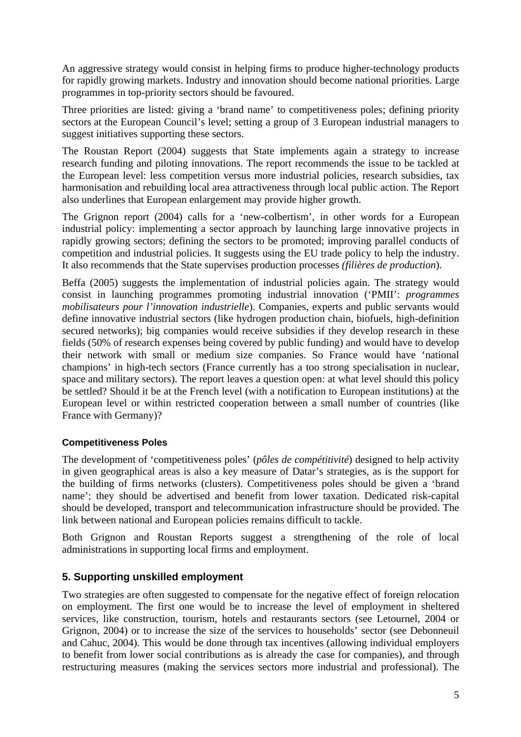An aggressive strategy would consist in helping firms to produce higher-technology products for rapidly growing markets. Industry and innovation should become national priorities. Large programmes in top-priority sectors should be favoured.

Three priorities are listed: giving a 'brand name' to competitiveness poles; defining priority sectors at the European Council's level; setting a group of 3 European industrial managers to suggest initiatives supporting these sectors.

The Roustan Report (2004) suggests that State implements again a strategy to increase research funding and piloting innovations. The report recommends the issue to be tackled at the European level: less competition versus more industrial policies, research subsidies, tax harmonisation and rebuilding local area attractiveness through local public action. The Report also underlines that European enlargement may provide higher growth.

The Grignon report (2004) calls for a 'new-colbertism', in other words for a European industrial policy: implementing a sector approach by launching large innovative projects in rapidly growing sectors; defining the sectors to be promoted; improving parallel conducts of competition and industrial policies. It suggests using the EU trade policy to help the industry. It also recommends that the State supervises production processes *(filières de production*).

Beffa (2005) suggests the implementation of industrial policies again. The strategy would consist in launching programmes promoting industrial innovation ('PMII': *programmes mobilisateurs pour l'innovation industrielle*). Companies, experts and public servants would define innovative industrial sectors (like hydrogen production chain, biofuels, high-definition secured networks); big companies would receive subsidies if they develop research in these fields (50% of research expenses being covered by public funding) and would have to develop their network with small or medium size companies. So France would have 'national champions' in high-tech sectors (France currently has a too strong specialisation in nuclear, space and military sectors). The report leaves a question open: at what level should this policy be settled? Should it be at the French level (with a notification to European institutions) at the European level or within restricted cooperation between a small number of countries (like France with Germany)?

#### Competitiveness Poles

The development of 'competitiveness poles' (*pôles de compétitivité*) designed to help activity in given geographical areas is also a key measure of Datar's strategies, as is the support for the building of firms networks (clusters). Competitiveness poles should be given a 'brand name'; they should be advertised and benefit from lower taxation. Dedicated risk-capital should be developed, transport and telecommunication infrastructure should be provided. The link between national and European policies remains difficult to tackle.

Both Grignon and Roustan Reports suggest a strengthening of the role of local administrations in supporting local firms and employment.

## 5. Supporting unskilled employment

Two strategies are often suggested to compensate for the negative effect of foreign relocation on employment. The first one would be to increase the level of employment in sheltered services, like construction, tourism, hotels and restaurants sectors (see Letournel, 2004 or Grignon, 2004) or to increase the size of the services to households' sector (see Debonneuil and Cahuc, 2004). This would be done through tax incentives (allowing individual employers to benefit from lower social contributions as is already the case for companies), and through restructuring measures (making the services sectors more industrial and professional). The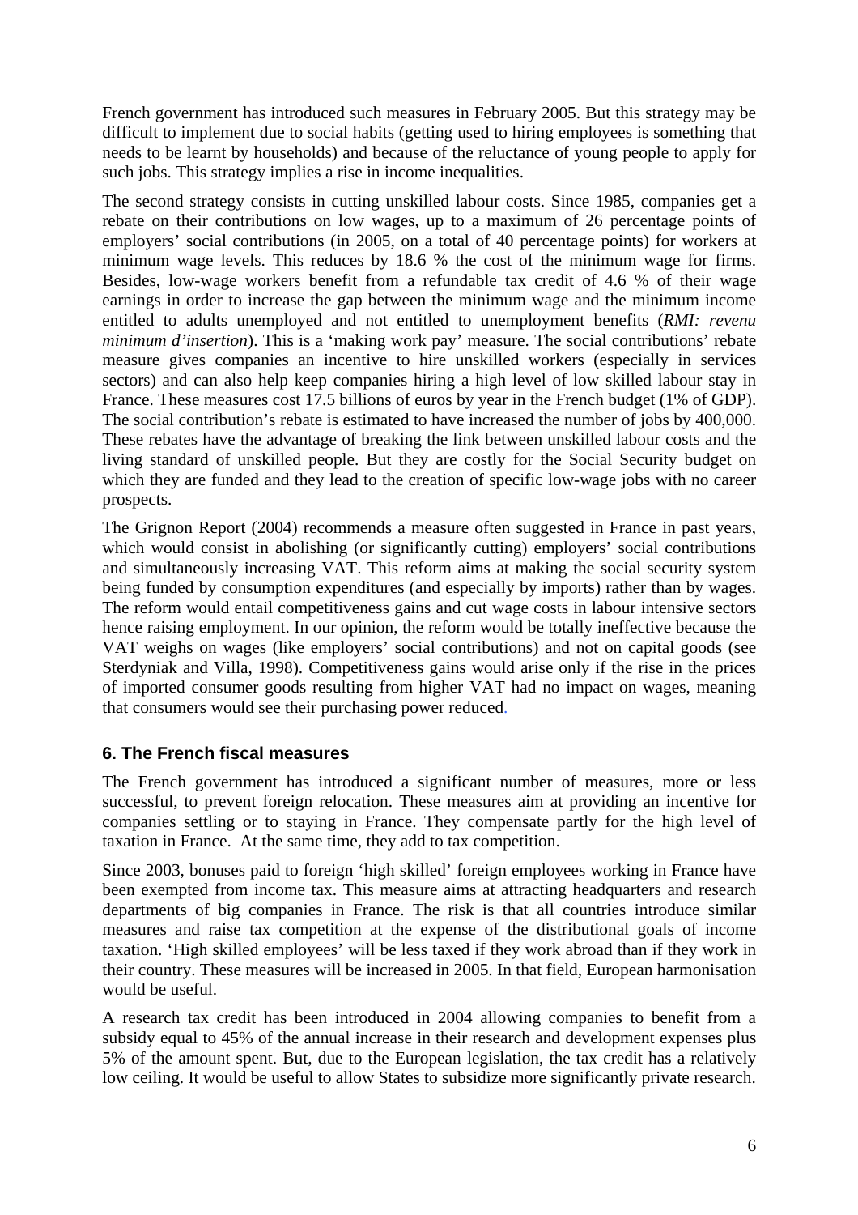French government has introduced such measures in February 2005. But this strategy may be difficult to implement due to social habits (getting used to hiring employees is something that needs to be learnt by households) and because of the reluctance of young people to apply for such jobs. This strategy implies a rise in income inequalities.

The second strategy consists in cutting unskilled labour costs. Since 1985, companies get a rebate on their contributions on low wages, up to a maximum of 26 percentage points of employers' social contributions (in 2005, on a total of 40 percentage points) for workers at minimum wage levels. This reduces by 18.6 % the cost of the minimum wage for firms. Besides, low-wage workers benefit from a refundable tax credit of 4.6 % of their wage earnings in order to increase the gap between the minimum wage and the minimum income entitled to adults unemployed and not entitled to unemployment benefits (*RMI: revenu minimum d'insertion*). This is a 'making work pay' measure. The social contributions' rebate measure gives companies an incentive to hire unskilled workers (especially in services sectors) and can also help keep companies hiring a high level of low skilled labour stay in France. These measures cost 17.5 billions of euros by year in the French budget (1% of GDP). The social contribution's rebate is estimated to have increased the number of jobs by 400,000. These rebates have the advantage of breaking the link between unskilled labour costs and the living standard of unskilled people. But they are costly for the Social Security budget on which they are funded and they lead to the creation of specific low-wage jobs with no career prospects.

The Grignon Report (2004) recommends a measure often suggested in France in past years, which would consist in abolishing (or significantly cutting) employers' social contributions and simultaneously increasing VAT. This reform aims at making the social security system being funded by consumption expenditures (and especially by imports) rather than by wages. The reform would entail competitiveness gains and cut wage costs in labour intensive sectors hence raising employment. In our opinion, the reform would be totally ineffective because the VAT weighs on wages (like employers' social contributions) and not on capital goods (see Sterdyniak and Villa, 1998). Competitiveness gains would arise only if the rise in the prices of imported consumer goods resulting from higher VAT had no impact on wages, meaning that consumers would see their purchasing power reduced.

## 6. The French fiscal measures

The French government has introduced a significant number of measures, more or less successful, to prevent foreign relocation. These measures aim at providing an incentive for companies settling or to staying in France. They compensate partly for the high level of taxation in France. At the same time, they add to tax competition.

Since 2003, bonuses paid to foreign 'high skilled' foreign employees working in France have been exempted from income tax. This measure aims at attracting headquarters and research departments of big companies in France. The risk is that all countries introduce similar measures and raise tax competition at the expense of the distributional goals of income taxation. 'High skilled employees' will be less taxed if they work abroad than if they work in their country. These measures will be increased in 2005. In that field, European harmonisation would be useful.

A research tax credit has been introduced in 2004 allowing companies to benefit from a subsidy equal to 45% of the annual increase in their research and development expenses plus 5% of the amount spent. But, due to the European legislation, the tax credit has a relatively low ceiling. It would be useful to allow States to subsidize more significantly private research.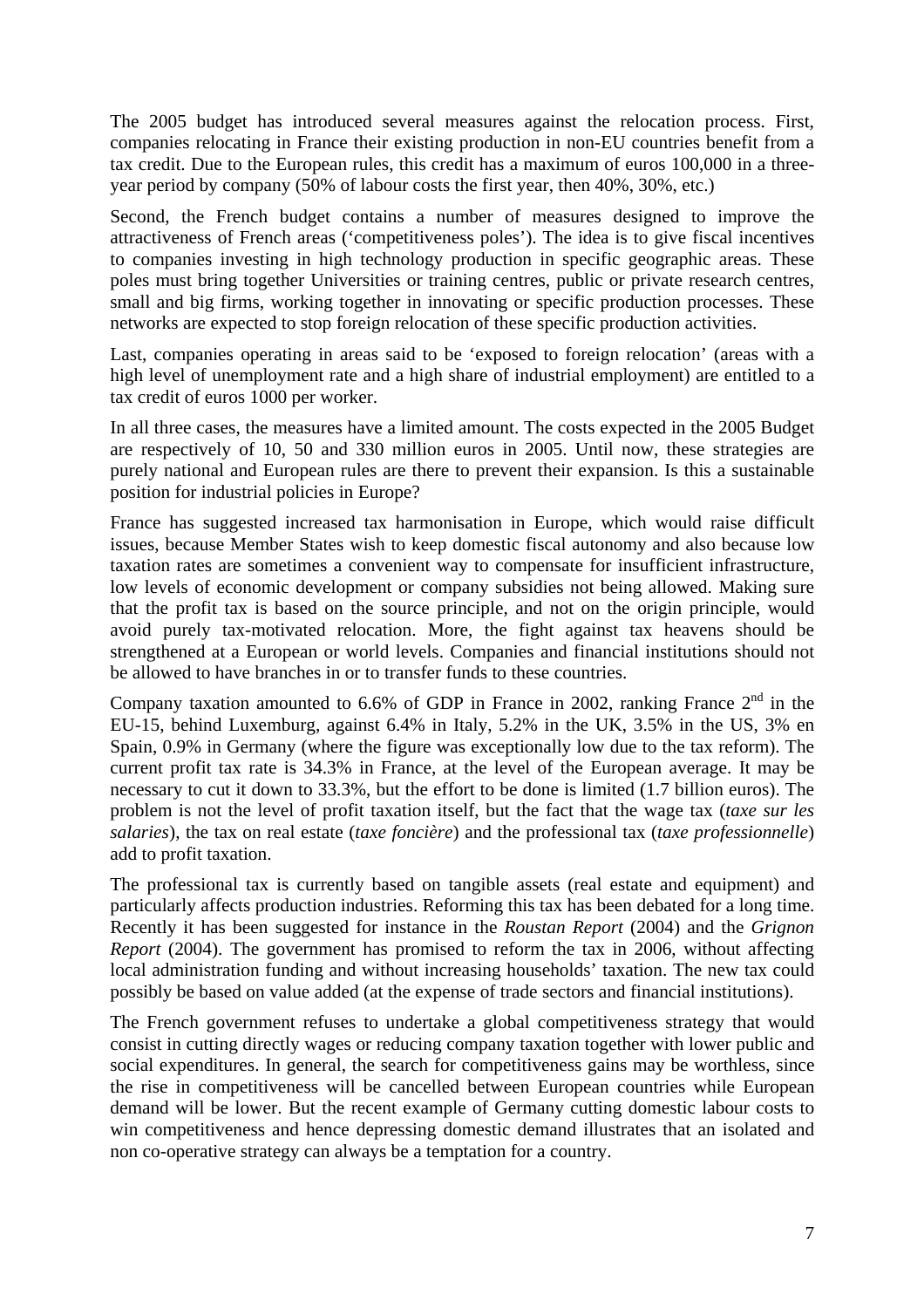The 2005 budget has introduced several measures against the relocation process. First, companies relocating in France their existing production in non-EU countries benefit from a tax credit. Due to the European rules, this credit has a maximum of euros 100,000 in a three-year period by company (50% of labour costs the first year, then 40%, 30%, etc.)

Second, the French budget contains a number of measures designed to improve the attractiveness of French areas ('competitiveness poles'). The idea is to give fiscal incentives to companies investing in high technology production in specific geographic areas. These poles must bring together Universities or training centres, public or private research centres, small and big firms, working together in innovating or specific production processes. These networks are expected to stop foreign relocation of these specific production activities.

Last, companies operating in areas said to be 'exposed to foreign relocation' (areas with a high level of unemployment rate and a high share of industrial employment) are entitled to a tax credit of euros 1000 per worker.

In all three cases, the measures have a limited amount. The costs expected in the 2005 Budget are respectively of 10, 50 and 330 million euros in 2005. Until now, these strategies are purely national and European rules are there to prevent their expansion. Is this a sustainable position for industrial policies in Europe?

France has suggested increased tax harmonisation in Europe, which would raise difficult issues, because Member States wish to keep domestic fiscal autonomy and also because low taxation rates are sometimes a convenient way to compensate for insufficient infrastructure, low levels of economic development or company subsidies not being allowed. Making sure that the profit tax is based on the source principle, and not on the origin principle, would avoid purely tax-motivated relocation. More, the fight against tax heavens should be strengthened at a European or world levels. Companies and financial institutions should not be allowed to have branches in or to transfer funds to these countries.

Company taxation amounted to 6.6% of GDP in France in 2002, ranking France 2nd in the EU-15, behind Luxemburg, against 6.4% in Italy, 5.2% in the UK, 3.5% in the US, 3% en Spain, 0.9% in Germany (where the figure was exceptionally low due to the tax reform). The current profit tax rate is 34.3% in France, at the level of the European average. It may be necessary to cut it down to 33.3%, but the effort to be done is limited (1.7 billion euros). The problem is not the level of profit taxation itself, but the fact that the wage tax (*taxe sur les salaries*), the tax on real estate (*taxe foncière*) and the professional tax (*taxe professionnelle*) add to profit taxation.

The professional tax is currently based on tangible assets (real estate and equipment) and particularly affects production industries. Reforming this tax has been debated for a long time. Recently it has been suggested for instance in the *Roustan Report* (2004) and the *Grignon Report* (2004). The government has promised to reform the tax in 2006, without affecting local administration funding and without increasing households' taxation. The new tax could possibly be based on value added (at the expense of trade sectors and financial institutions).

The French government refuses to undertake a global competitiveness strategy that would consist in cutting directly wages or reducing company taxation together with lower public and social expenditures. In general, the search for competitiveness gains may be worthless, since the rise in competitiveness will be cancelled between European countries while European demand will be lower. But the recent example of Germany cutting domestic labour costs to win competitiveness and hence depressing domestic demand illustrates that an isolated and non co-operative strategy can always be a temptation for a country.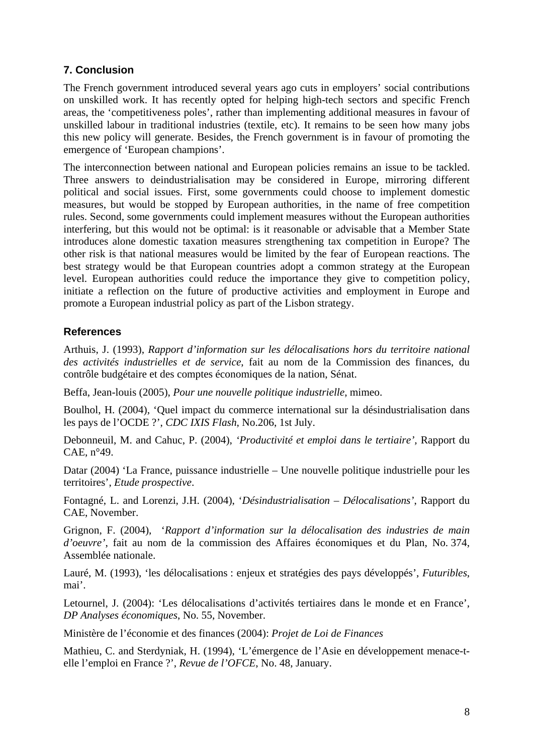## 7. Conclusion

The French government introduced several years ago cuts in employers' social contributions on unskilled work. It has recently opted for helping high-tech sectors and specific French areas, the 'competitiveness poles', rather than implementing additional measures in favour of unskilled labour in traditional industries (textile, etc). It remains to be seen how many jobs this new policy will generate. Besides, the French government is in favour of promoting the emergence of 'European champions'.

The interconnection between national and European policies remains an issue to be tackled. Three answers to deindustrialisation may be considered in Europe, mirroring different political and social issues. First, some governments could choose to implement domestic measures, but would be stopped by European authorities, in the name of free competition rules. Second, some governments could implement measures without the European authorities interfering, but this would not be optimal: is it reasonable or advisable that a Member State introduces alone domestic taxation measures strengthening tax competition in Europe? The other risk is that national measures would be limited by the fear of European reactions. The best strategy would be that European countries adopt a common strategy at the European level. European authorities could reduce the importance they give to competition policy, initiate a reflection on the future of productive activities and employment in Europe and promote a European industrial policy as part of the Lisbon strategy.

## References

Arthuis, J. (1993), *Rapport d'information sur les délocalisations hors du territoire national des activités industrielles et de service*, fait au nom de la Commission des finances, du contrôle budgétaire et des comptes économiques de la nation, Sénat.

Beffa, Jean-louis (2005), *Pour une nouvelle politique industrielle*, mimeo.

Boulhol, H. (2004), 'Quel impact du commerce international sur la désindustrialisation dans les pays de l'OCDE ?', *CDC IXIS Flash*, No.206, 1st July.

Debonneuil, M. and Cahuc, P. (2004), '*Productivité et emploi dans le tertiaire*', Rapport du CAE, n°49.

Datar (2004) 'La France, puissance industrielle – Une nouvelle politique industrielle pour les territoires', *Etude prospective*.

Fontagné, L. and Lorenzi, J.H. (2004), '*Désindustrialisation – Délocalisations*', Rapport du CAE, November.

Grignon, F. (2004), '*Rapport d'information sur la délocalisation des industries de main d'oeuvre*', fait au nom de la commission des Affaires économiques et du Plan, No. 374, Assemblée nationale.

Lauré, M. (1993), 'les délocalisations : enjeux et stratégies des pays développés', *Futuribles*, mai'.

Letournel, J. (2004): 'Les délocalisations d'activités tertiaires dans le monde et en France', *DP Analyses économiques*, No. 55, November.

Ministère de l'économie et des finances (2004): *Projet de Loi de Finances*

Mathieu, C. and Sterdyniak, H. (1994), 'L'émergence de l'Asie en développement menace-t-elle l'emploi en France ?', *Revue de l'OFCE*, No. 48, January.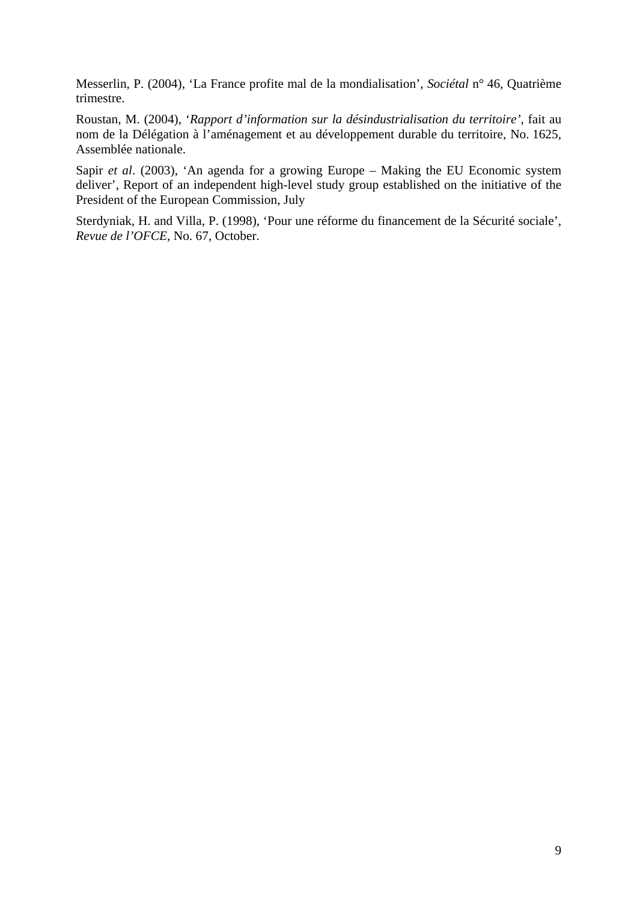Messerlin, P. (2004), ‘La France profite mal de la mondialisation’, *Sociétal* n° 46, Quatrième trimestre.

Roustan, M. (2004), ‘*Rapport d’information sur la désindustrialisation du territoire’*, fait au nom de la Délégation à l’aménagement et au développement durable du territoire, No. 1625, Assemblée nationale.

Sapir *et al*. (2003), ‘An agenda for a growing Europe – Making the EU Economic system deliver’, Report of an independent high-level study group established on the initiative of the President of the European Commission, July

Sterdyniak, H. and Villa, P. (1998), ‘Pour une réforme du financement de la Sécurité sociale’, *Revue de l’OFCE*, No. 67, October.